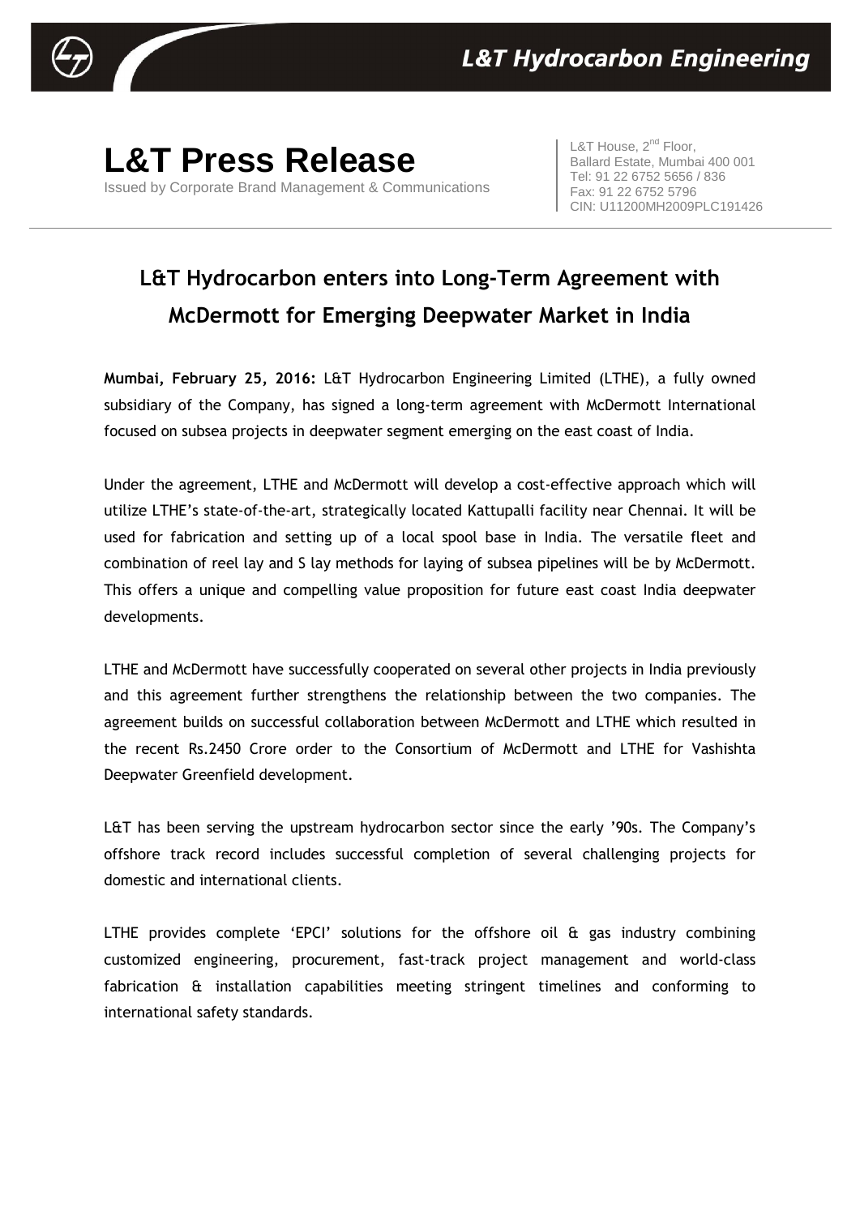# L&T Press Release

Issued by Corporate Brand Management & Communications

L&T House, 2nd Floor,
Ballard Estate, Mumbai 400 001
Tel: 91 22 6752 5656 / 836
Fax: 91 22 6752 5796
CIN: U11200MH2009PLC191426

## L&T Hydrocarbon enters into Long-Term Agreement with McDermott for Emerging Deepwater Market in India

**Mumbai, February 25, 2016:** L&T Hydrocarbon Engineering Limited (LTHE), a fully owned subsidiary of the Company, has signed a long-term agreement with McDermott International focused on subsea projects in deepwater segment emerging on the east coast of India.

Under the agreement, LTHE and McDermott will develop a cost-effective approach which will utilize LTHE's state-of-the-art, strategically located Kattupalli facility near Chennai. It will be used for fabrication and setting up of a local spool base in India. The versatile fleet and combination of reel lay and S lay methods for laying of subsea pipelines will be by McDermott. This offers a unique and compelling value proposition for future east coast India deepwater developments.

LTHE and McDermott have successfully cooperated on several other projects in India previously and this agreement further strengthens the relationship between the two companies. The agreement builds on successful collaboration between McDermott and LTHE which resulted in the recent Rs.2450 Crore order to the Consortium of McDermott and LTHE for Vashishta Deepwater Greenfield development.

L&T has been serving the upstream hydrocarbon sector since the early '90s. The Company's offshore track record includes successful completion of several challenging projects for domestic and international clients.

LTHE provides complete 'EPCI' solutions for the offshore oil & gas industry combining customized engineering, procurement, fast-track project management and world-class fabrication & installation capabilities meeting stringent timelines and conforming to international safety standards.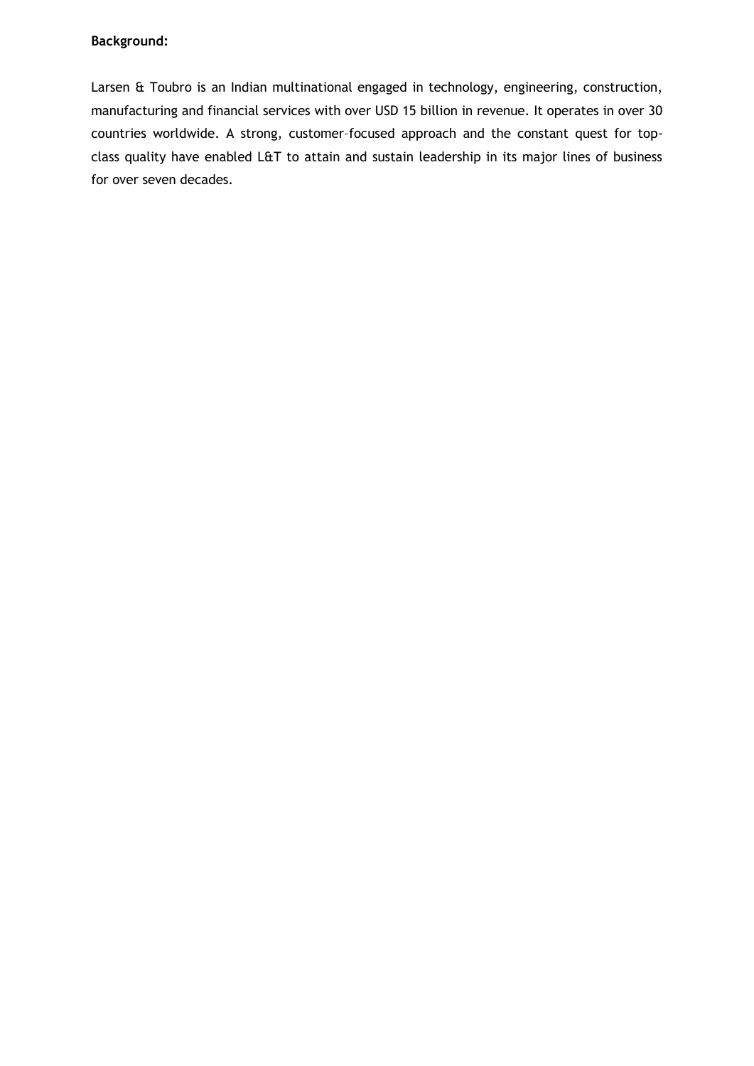**Background:**

Larsen & Toubro is an Indian multinational engaged in technology, engineering, construction, manufacturing and financial services with over USD 15 billion in revenue. It operates in over 30 countries worldwide. A strong, customer–focused approach and the constant quest for top-class quality have enabled L&T to attain and sustain leadership in its major lines of business for over seven decades.